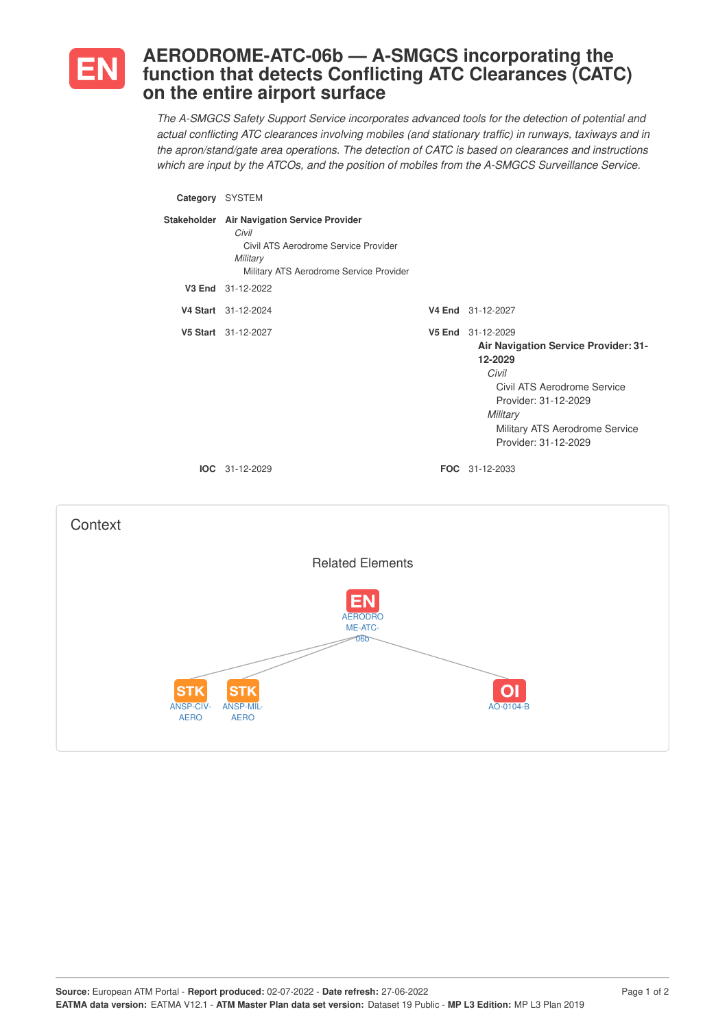# EN AERODROME-ATC-06b — A-SMGCS incorporating the function that detects Conflicting ATC Clearances (CATC) on the entire airport surface

*The A-SMGCS Safety Support Service incorporates advanced tools for the detection of potential and actual conflicting ATC clearances involving mobiles (and stationary traffic) in runways, taxiways and in the apron/stand/gate area operations. The detection of CATC is based on clearances and instructions which are input by the ATCOs, and the position of mobiles from the A-SMGCS Surveillance Service.*

**Category** SYSTEM

**Stakeholder** **Air Navigation Service Provider**
*Civil*
Civil ATS Aerodrome Service Provider
*Military*
Military ATS Aerodrome Service Provider

**V3 End** 31-12-2022

**V4 Start** 31-12-2024

**V4 End** 31-12-2027

**V5 Start** 31-12-2027

**V5 End** 31-12-2029
**Air Navigation Service Provider: 31-12-2029**
*Civil*
Civil ATS Aerodrome Service Provider: 31-12-2029
*Military*
Military ATS Aerodrome Service Provider: 31-12-2029

**IOC** 31-12-2029

**FOC** 31-12-2033

## Context

Related Elements

EN
AERODROME-ATC-06b

STK
ANSP-CIV-AERO

STK
ANSP-MIL-AERO

OI
AO-0104-B

**Source:** European ATM Portal - **Report produced:** 02-07-2022 - **Date refresh:** 27-06-2022
**EATMA data version:** EATMA V12.1 - **ATM Master Plan data set version:** Dataset 19 Public - **MP L3 Edition:** MP L3 Plan 2019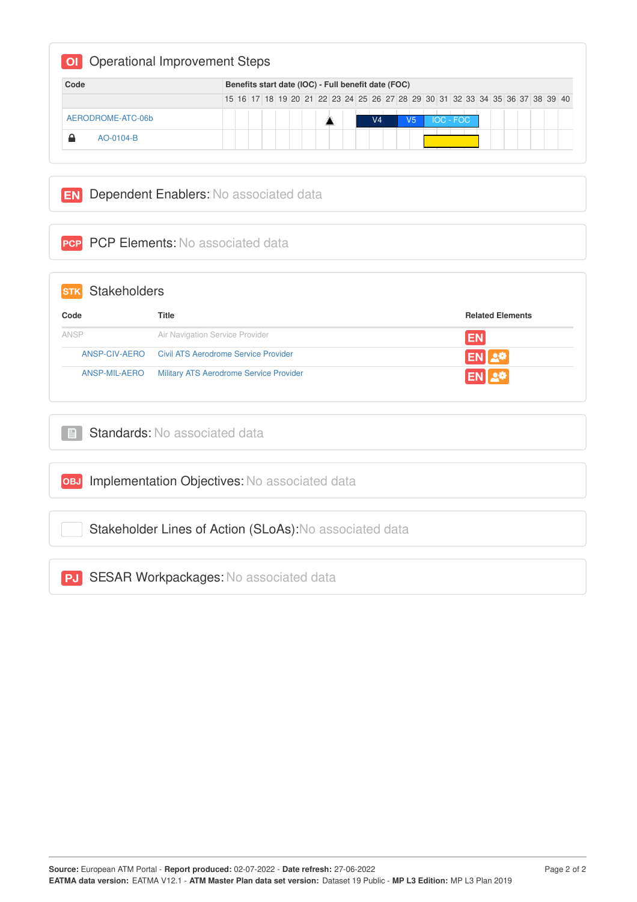## OI Operational Improvement Steps

| Code | Benefits start date (IOC) - Full benefit date (FOC) |
| --- | --- |
| | 15 16 17 18 19 20 21 22 23 24 25 26 27 28 29 30 31 32 33 34 35 36 37 38 39 40 |
| AERODROME-ATC-06b | V4 V5 IOC - FOC |
| AO-0104-B | |

## EN Dependent Enablers: No associated data

## PCP PCP Elements: No associated data

## STK Stakeholders

| Code | Title | Related Elements |
| --- | --- | --- |
| ANSP | Air Navigation Service Provider | EN |
| ANSP-CIV-AERO | Civil ATS Aerodrome Service Provider | EN |
| ANSP-MIL-AERO | Military ATS Aerodrome Service Provider | EN |

## Standards: No associated data

## OBJ Implementation Objectives: No associated data

## Stakeholder Lines of Action (SLoAs): No associated data

## PJ SESAR Workpackages: No associated data

**Source:** European ATM Portal - **Report produced:** 02-07-2022 - **Date refresh:** 27-06-2022
**EATMA data version:** EATMA V12.1 - **ATM Master Plan data set version:** Dataset 19 Public - **MP L3 Edition:** MP L3 Plan 2019